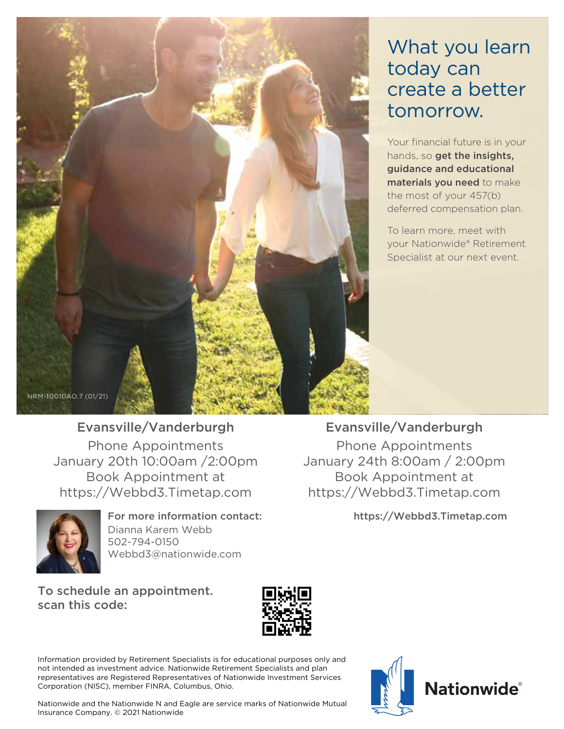# What you learn today can create a better tomorrow.

Your financial future is in your hands, so **get the insights, guidance and educational materials you need** to make the most of your 457(b) deferred compensation plan.

To learn more, meet with your Nationwide® Retirement Specialist at our next event.

NRM-10010AO.7 (01/21)

## Evansville/Vanderburgh

Phone Appointments
January 20th 10:00am /2:00pm
Book Appointment at
https://Webbd3.Timetap.com

## Evansville/Vanderburgh

Phone Appointments
January 24th 8:00am / 2:00pm
Book Appointment at
https://Webbd3.Timetap.com

**For more information contact:**
Dianna Karem Webb
502-794-0150
Webbd3@nationwide.com

**https://Webbd3.Timetap.com**

**To schedule an appointment. scan this code:**

Information provided by Retirement Specialists is for educational purposes only and not intended as investment advice. Nationwide Retirement Specialists and plan representatives are Registered Representatives of Nationwide Investment Services Corporation (NISC), member FINRA, Columbus, Ohio.

Nationwide and the Nationwide N and Eagle are service marks of Nationwide Mutual Insurance Company. © 2021 Nationwide

**Nationwide®**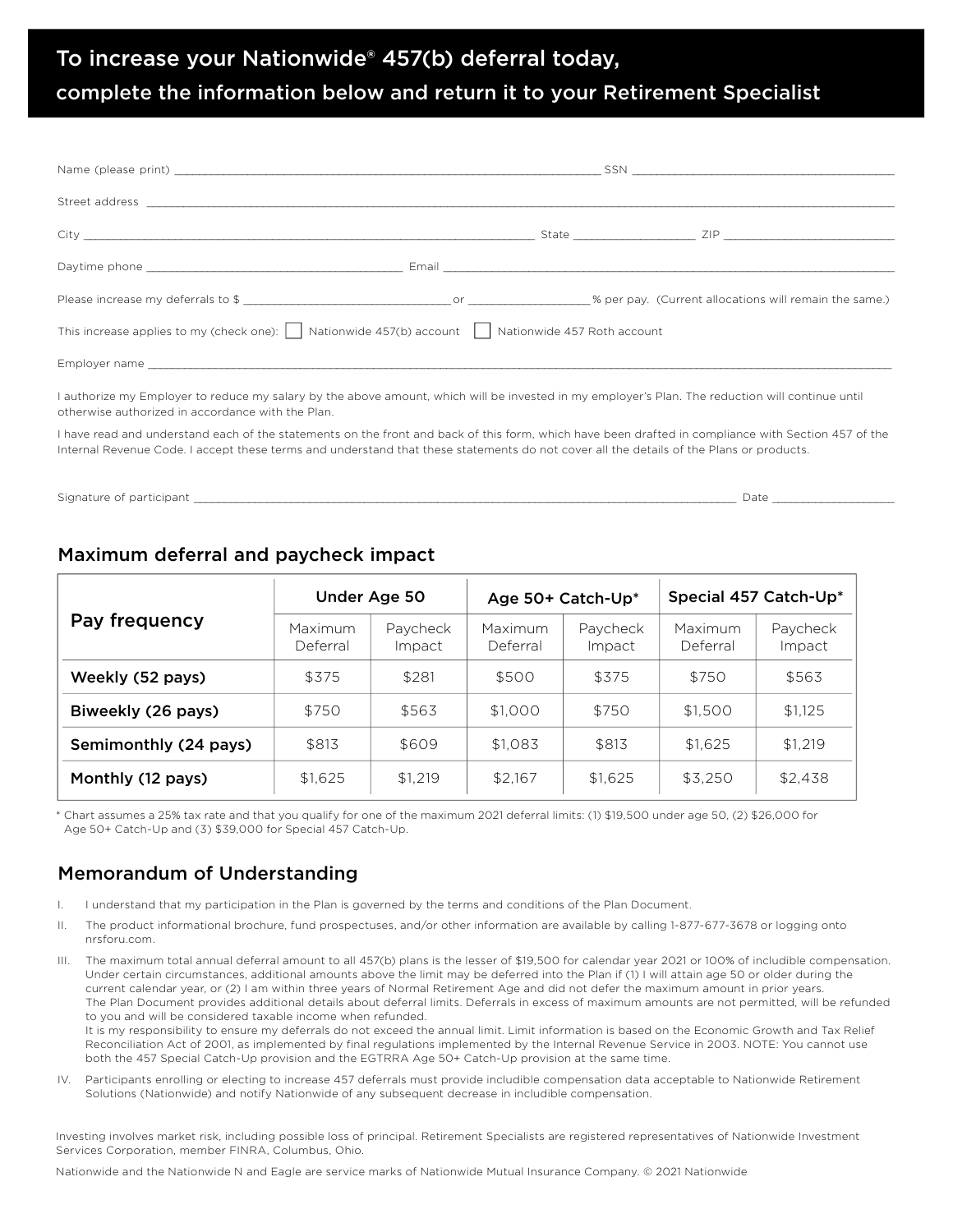# To increase your Nationwide® 457(b) deferral today,

## complete the information below and return it to your Retirement Specialist

Name (please print) _______________________________________________ SSN ______________________________

Street address ______________________________________________________________________________

City ___________________________________________________ State ______________ ZIP __________________

Daytime phone ______________________________ Email _____________________________________________

Please increase my deferrals to $ ________________________ or ______________% per pay. (Current allocations will remain the same.)

This increase applies to my (check one): ☐ Nationwide 457(b) account ☐ Nationwide 457 Roth account

Employer name _______________________________________________________________________________

I authorize my Employer to reduce my salary by the above amount, which will be invested in my employer's Plan. The reduction will continue until otherwise authorized in accordance with the Plan.

I have read and understand each of the statements on the front and back of this form, which have been drafted in compliance with Section 457 of the Internal Revenue Code. I accept these terms and understand that these statements do not cover all the details of the Plans or products.

Signature of participant ___________________________________________________________ Date ______________

## Maximum deferral and paycheck impact

| Pay frequency | Under Age 50 | | Age 50+ Catch-Up* | | Special 457 Catch-Up* | |
|---|---|---|---|---|---|---|
| | Maximum Deferral | Paycheck Impact | Maximum Deferral | Paycheck Impact | Maximum Deferral | Paycheck Impact |
| **Weekly (52 pays)** | $375 | $281 | $500 | $375 | $750 | $563 |
| **Biweekly (26 pays)** | $750 | $563 | $1,000 | $750 | $1,500 | $1,125 |
| **Semimonthly (24 pays)** | $813 | $609 | $1,083 | $813 | $1,625 | $1,219 |
| **Monthly (12 pays)** | $1,625 | $1,219 | $2,167 | $1,625 | $3,250 | $2,438 |

* Chart assumes a 25% tax rate and that you qualify for one of the maximum 2021 deferral limits: (1) $19,500 under age 50, (2) $26,000 for Age 50+ Catch-Up and (3) $39,000 for Special 457 Catch-Up.

## Memorandum of Understanding

I. I understand that my participation in the Plan is governed by the terms and conditions of the Plan Document.

II. The product informational brochure, fund prospectuses, and/or other information are available by calling 1-877-677-3678 or logging onto nrsforu.com.

III. The maximum total annual deferral amount to all 457(b) plans is the lesser of $19,500 for calendar year 2021 or 100% of includible compensation. Under certain circumstances, additional amounts above the limit may be deferred into the Plan if (1) I will attain age 50 or older during the current calendar year, or (2) I am within three years of Normal Retirement Age and did not defer the maximum amount in prior years.
The Plan Document provides additional details about deferral limits. Deferrals in excess of maximum amounts are not permitted, will be refunded to you and will be considered taxable income when refunded.
It is my responsibility to ensure my deferrals do not exceed the annual limit. Limit information is based on the Economic Growth and Tax Relief Reconciliation Act of 2001, as implemented by final regulations implemented by the Internal Revenue Service in 2003. NOTE: You cannot use both the 457 Special Catch-Up provision and the EGTRRA Age 50+ Catch-Up provision at the same time.

IV. Participants enrolling or electing to increase 457 deferrals must provide includible compensation data acceptable to Nationwide Retirement Solutions (Nationwide) and notify Nationwide of any subsequent decrease in includible compensation.

Investing involves market risk, including possible loss of principal. Retirement Specialists are registered representatives of Nationwide Investment Services Corporation, member FINRA, Columbus, Ohio.

Nationwide and the Nationwide N and Eagle are service marks of Nationwide Mutual Insurance Company. © 2021 Nationwide